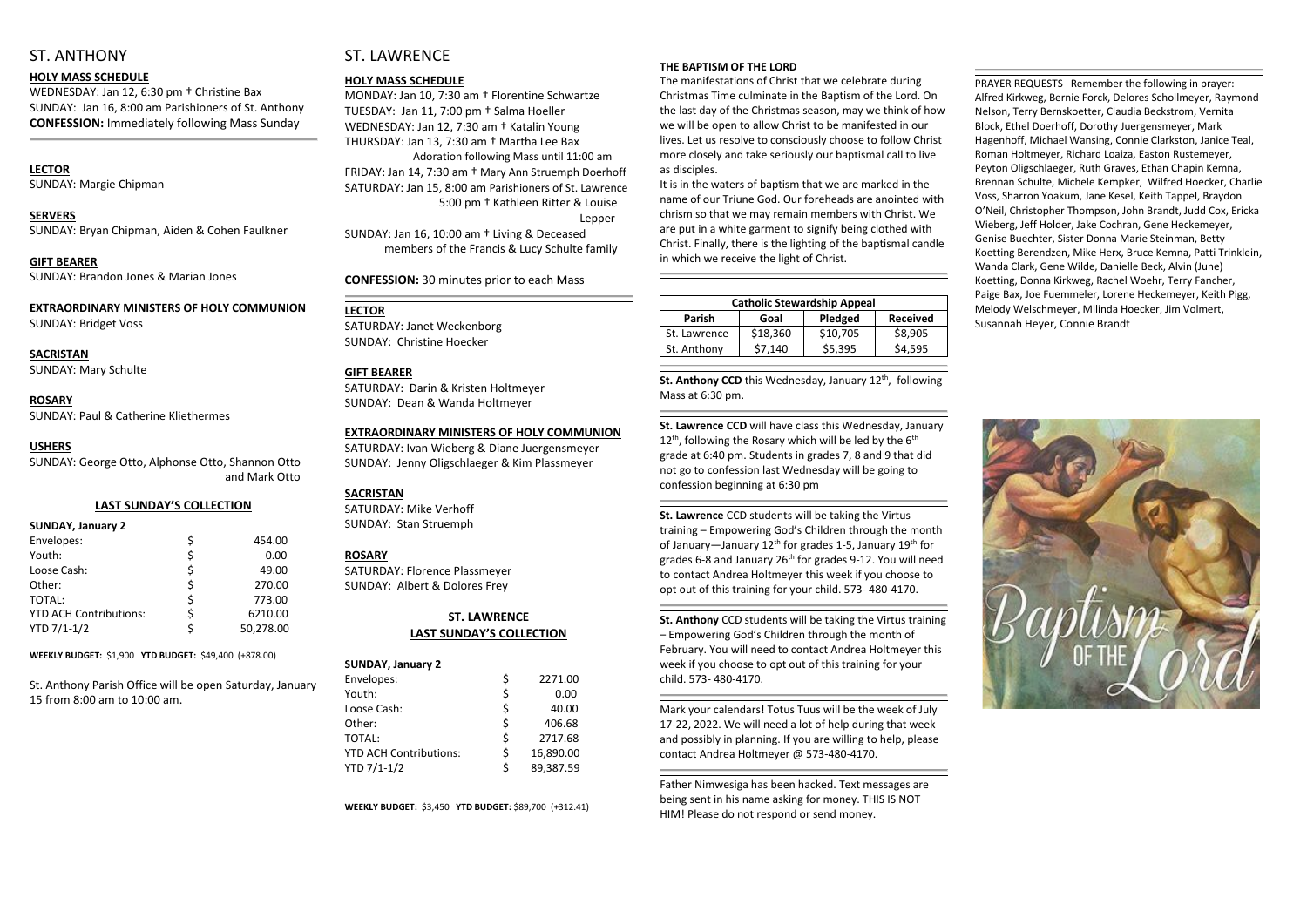# ST. ANTHONY

**HOLY MASS SCHEDULE**

WEDNESDAY: Jan 12, 6:30 pm † Christine Bax
SUNDAY: Jan 16, 8:00 am Parishioners of St. Anthony
**CONFESSION:** Immediately following Mass Sunday

**LECTOR**
SUNDAY: Margie Chipman

**SERVERS**
SUNDAY: Bryan Chipman, Aiden & Cohen Faulkner

**GIFT BEARER**
SUNDAY: Brandon Jones & Marian Jones

**EXTRAORDINARY MINISTERS OF HOLY COMMUNION**
SUNDAY: Bridget Voss

**SACRISTAN**
SUNDAY: Mary Schulte

**ROSARY**
SUNDAY: Paul & Catherine Kliethermes

**USHERS**
SUNDAY: George Otto, Alphonse Otto, Shannon Otto and Mark Otto

**LAST SUNDAY'S COLLECTION**

**SUNDAY, January 2**

| | | |
|---|---|---|
| Envelopes: | $ | 454.00 |
| Youth: | $ | 0.00 |
| Loose Cash: | $ | 49.00 |
| Other: | $ | 270.00 |
| TOTAL: | $ | 773.00 |
| YTD ACH Contributions: | $ | 6210.00 |
| YTD 7/1-1/2 | $ | 50,278.00 |

**WEEKLY BUDGET:** $1,900 **YTD BUDGET:** $49,400 (+878.00)

St. Anthony Parish Office will be open Saturday, January 15 from 8:00 am to 10:00 am.

# ST. LAWRENCE

**HOLY MASS SCHEDULE**

MONDAY: Jan 10, 7:30 am † Florentine Schwartze
TUESDAY: Jan 11, 7:00 pm † Salma Hoeller
WEDNESDAY: Jan 12, 7:30 am † Katalin Young
THURSDAY: Jan 13, 7:30 am † Martha Lee Bax
Adoration following Mass until 11:00 am
FRIDAY: Jan 14, 7:30 am † Mary Ann Struemph Doerhoff
SATURDAY: Jan 15, 8:00 am Parishioners of St. Lawrence
5:00 pm † Kathleen Ritter & Louise Lepper
SUNDAY: Jan 16, 10:00 am † Living & Deceased members of the Francis & Lucy Schulte family

**CONFESSION:** 30 minutes prior to each Mass

**LECTOR**
SATURDAY: Janet Weckenborg
SUNDAY: Christine Hoecker

**GIFT BEARER**
SATURDAY: Darin & Kristen Holtmeyer
SUNDAY: Dean & Wanda Holtmeyer

**EXTRAORDINARY MINISTERS OF HOLY COMMUNION**
SATURDAY: Ivan Wieberg & Diane Juergensmeyer
SUNDAY: Jenny Oligschlaeger & Kim Plassmeyer

**SACRISTAN**
SATURDAY: Mike Verhoff
SUNDAY: Stan Struemph

**ROSARY**
SATURDAY: Florence Plassmeyer
SUNDAY: Albert & Dolores Frey

**ST. LAWRENCE**
**LAST SUNDAY'S COLLECTION**

**SUNDAY, January 2**

| | | |
|---|---|---|
| Envelopes: | $ | 2271.00 |
| Youth: | $ | 0.00 |
| Loose Cash: | $ | 40.00 |
| Other: | $ | 406.68 |
| TOTAL: | $ | 2717.68 |
| YTD ACH Contributions: | $ | 16,890.00 |
| YTD 7/1-1/2 | $ | 89,387.59 |

**WEEKLY BUDGET:** $3,450 **YTD BUDGET:** $89,700 (+312.41)

**THE BAPTISM OF THE LORD**

The manifestations of Christ that we celebrate during Christmas Time culminate in the Baptism of the Lord. On the last day of the Christmas season, may we think of how we will be open to allow Christ to be manifested in our lives. Let us resolve to consciously choose to follow Christ more closely and take seriously our baptismal call to live as disciples.

It is in the waters of baptism that we are marked in the name of our Triune God. Our foreheads are anointed with chrism so that we may remain members with Christ. We are put in a white garment to signify being clothed with Christ. Finally, there is the lighting of the baptismal candle in which we receive the light of Christ.

| Catholic Stewardship Appeal | | | |
|---|---|---|---|
| **Parish** | **Goal** | **Pledged** | **Received** |
| St. Lawrence | $18,360 | $10,705 | $8,905 |
| St. Anthony | $7,140 | $5,395 | $4,595 |

**St. Anthony CCD** this Wednesday, January 12th, following Mass at 6:30 pm.

**St. Lawrence CCD** will have class this Wednesday, January 12th, following the Rosary which will be led by the 6th grade at 6:40 pm. Students in grades 7, 8 and 9 that did not go to confession last Wednesday will be going to confession beginning at 6:30 pm

**St. Lawrence** CCD students will be taking the Virtus training – Empowering God's Children through the month of January—January 12th for grades 1-5, January 19th for grades 6-8 and January 26th for grades 9-12. You will need to contact Andrea Holtmeyer this week if you choose to opt out of this training for your child. 573- 480-4170.

**St. Anthony** CCD students will be taking the Virtus training – Empowering God's Children through the month of February. You will need to contact Andrea Holtmeyer this week if you choose to opt out of this training for your child. 573- 480-4170.

Mark your calendars! Totus Tuus will be the week of July 17-22, 2022. We will need a lot of help during that week and possibly in planning. If you are willing to help, please contact Andrea Holtmeyer @ 573-480-4170.

Father Nimwesiga has been hacked. Text messages are being sent in his name asking for money. THIS IS NOT HIM! Please do not respond or send money.

PRAYER REQUESTS Remember the following in prayer: Alfred Kirkweg, Bernie Forck, Delores Schollmeyer, Raymond Nelson, Terry Bernskoetter, Claudia Beckstrom, Vernita Block, Ethel Doerhoff, Dorothy Juergensmeyer, Mark Hagenhoff, Michael Wansing, Connie Clarkston, Janice Teal, Roman Holtmeyer, Richard Loaiza, Easton Rustemeyer, Peyton Oligschlaeger, Ruth Graves, Ethan Chapin Kemna, Brennan Schulte, Michele Kempker, Wilfred Hoecker, Charlie Voss, Sharron Yoakum, Jane Kesel, Keith Tappel, Braydon O'Neil, Christopher Thompson, John Brandt, Judd Cox, Ericka Wieberg, Jeff Holder, Jake Cochran, Gene Heckemeyer, Genise Buechter, Sister Donna Marie Steinman, Betty Koetting Berendzen, Mike Herx, Bruce Kemna, Patti Trinklein, Wanda Clark, Gene Wilde, Danielle Beck, Alvin (June) Koetting, Donna Kirkweg, Rachel Woehr, Terry Fancher, Paige Bax, Joe Fuemmeler, Lorene Heckemeyer, Keith Pigg, Melody Welschmeyer, Milinda Hoecker, Jim Volmert, Susannah Heyer, Connie Brandt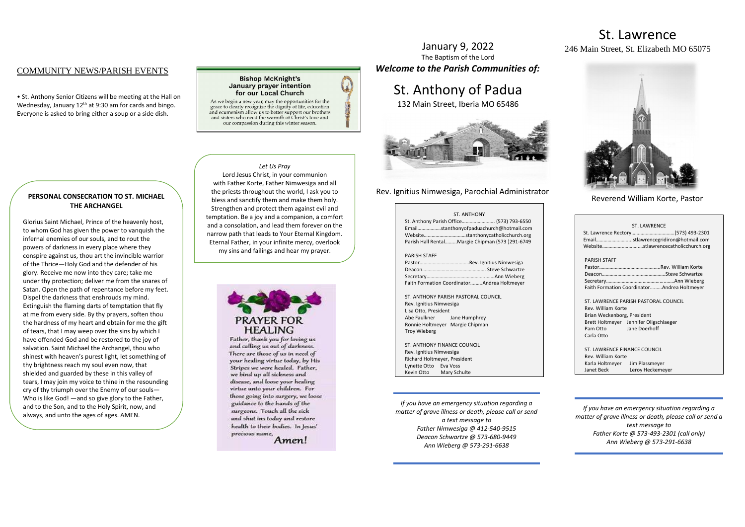## COMMUNITY NEWS/PARISH EVENTS

• St. Anthony Senior Citizens will be meeting at the Hall on Wednesday, January 12th at 9:30 am for cards and bingo. Everyone is asked to bring either a soup or a side dish.

### PERSONAL CONSECRATION TO ST. MICHAEL THE ARCHANGEL

Glorius Saint Michael, Prince of the heavenly host, to whom God has given the power to vanquish the infernal enemies of our souls, and to rout the powers of darkness in every place where they conspire against us, thou art the invincible warrior of the Thrice—Holy God and the defender of his glory. Receive me now into they care; take me under thy protection; deliver me from the snares of Satan. Open the path of repentance before my feet. Dispel the darkness that enshrouds my mind. Extinguish the flaming darts of temptation that fly at me from every side. By thy prayers, soften thou the hardness of my heart and obtain for me the gift of tears, that I may weep over the sins by which I have offended God and be restored to the joy of salvation. Saint Michael the Archangel, thou who shinest with heaven's purest light, let something of thy brightness reach my soul even now, that shielded and guarded by these in this valley of tears, I may join my voice to thine in the resounding cry of thy triumph over the Enemy of our souls—Who is like God! —and so give glory to the Father, and to the Son, and to the Holy Spirit, now, and always, and unto the ages of ages. AMEN.

**Bishop McKnight's January prayer intention for our Local Church**

As we begin a new year, may the opportunities for the grace to clearly recognize the dignity of life, education and ecumenism allow us to better support our brothers and sisters who need the warmth of Christ's love and our compassion during this winter season.

*Let Us Pray*

Lord Jesus Christ, in your communion with Father Korte, Father Nimwesiga and all the priests throughout the world, I ask you to bless and sanctify them and make them holy. Strengthen and protect them against evil and temptation. Be a joy and a companion, a comfort and a consolation, and lead them forever on the narrow path that leads to Your Eternal Kingdom. Eternal Father, in your infinite mercy, overlook my sins and failings and hear my prayer.

### PRAYER FOR HEALING

Father, thank you for loving us and calling us out of darkness. There are those of us in need of your healing virtue today, by His Stripes we were healed. Father, we bind up all sickness and disease, and loose your healing virtue unto your children. For those going into surgery, we loose guidance to the hands of the surgeons. Touch all the sick and shut ins today and restore health to their bodies. In Jesus' precious name,

Amen!

January 9, 2022

The Baptism of the Lord

***Welcome to the Parish Communities of:***

# St. Anthony of Padua

132 Main Street, Iberia MO 65486

Rev. Ignitius Nimwesiga, Parochial Administrator

ST. ANTHONY

St. Anthony Parish Office........................ (573) 793-6550
Email.................stanthonyofpaduachurch@hotmail.com
Website...............................stanthonycatholicchurch.org
Parish Hall Rental.........Margie Chipman (573 )291-6749

PARISH STAFF

Pastor....................................Rev. Ignitius Nimwesiga
Deacon................................................ Steve Schwartze
Secretary...................................................Ann Wieberg
Faith Formation Coordinator.........Andrea Holtmeyer

ST. ANTHONY PARISH PASTORAL COUNCIL
Rev. Ignitius Nimwesiga
Lisa Otto, President
Abe Faulkner Jane Humphrey
Ronnie Holtmeyer Margie Chipman
Troy Wieberg

ST. ANTHONY FINANCE COUNCIL
Rev. Ignitius Nimwesiga
Richard Holtmeyer, President
Lynette Otto Eva Voss
Kevin Otto Mary Schulte

*If you have an emergency situation regarding a matter of grave illness or death, please call or send a text message to*
*Father Nimwesiga @ 412-540-9515*
*Deacon Schwartze @ 573-680-9449*
*Ann Wieberg @ 573-291-6638*

# St. Lawrence

246 Main Street, St. Elizabeth MO 65075

Reverend William Korte, Pastor

ST. LAWRENCE

St. Lawrence Rectory................................(573) 493-2301
Email............................stlawrencegridiron@hotmail.com
Website...............................stlawrencecatholicchurch.org

PARISH STAFF

Pastor..............................................Rev. William Korte
Deacon................................................Steve Schwartze
Secretary...................................................Ann Wieberg
Faith Formation Coordinator.........Andrea Holtmeyer

ST. LAWRENCE PARISH PASTORAL COUNCIL
Rev. William Korte
Brian Weckenborg, President
Brett Holtmeyer Jennifer Oligschlaeger
Pam Otto Jane Doerhoff
Carla Otto

ST. LAWRENCE FINANCE COUNCIL
Rev. William Korte
Karla Holtmeyer Jim Plassmeyer
Janet Beck Leroy Heckemeyer

*If you have an emergency situation regarding a matter of grave illness or death, please call or send a text message to*
*Father Korte @ 573-493-2301 (call only)*
*Ann Wieberg @ 573-291-6638*